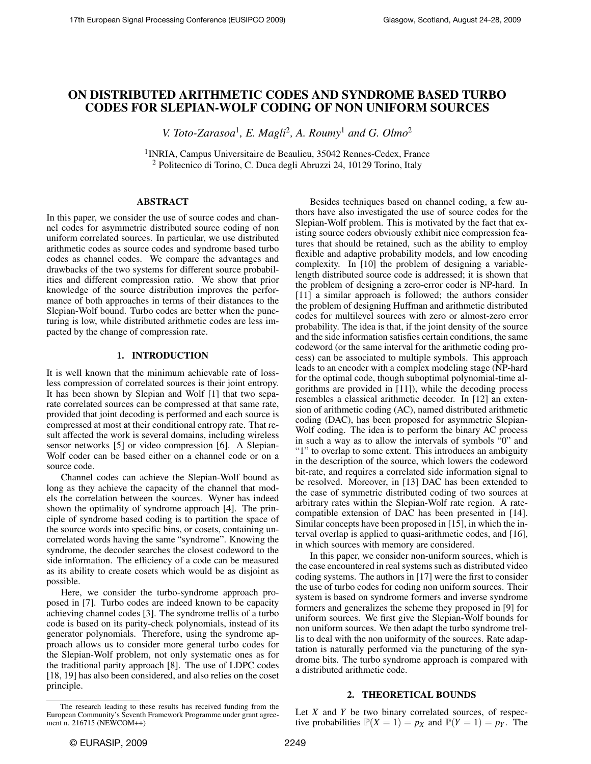# ON DISTRIBUTED ARITHMETIC CODES AND SYNDROME BASED TURBO CODES FOR SLEPIAN-WOLF CODING OF NON UNIFORM SOURCES

*V. Toto-Zarasoa*[1], *E. Magli*[2], *A. Roumy*[1] *and G. Olmo*[2]

[1]INRIA, Campus Universitaire de Beaulieu, 35042 Rennes-Cedex, France
[2] Politecnico di Torino, C. Duca degli Abruzzi 24, 10129 Torino, Italy

## ABSTRACT

In this paper, we consider the use of source codes and channel codes for asymmetric distributed source coding of non uniform correlated sources. In particular, we use distributed arithmetic codes as source codes and syndrome based turbo codes as channel codes. We compare the advantages and drawbacks of the two systems for different source probabilities and different compression ratio. We show that prior knowledge of the source distribution improves the performance of both approaches in terms of their distances to the Slepian-Wolf bound. Turbo codes are better when the puncturing is low, while distributed arithmetic codes are less impacted by the change of compression rate.

## 1. INTRODUCTION

It is well known that the minimum achievable rate of lossless compression of correlated sources is their joint entropy. It has been shown by Slepian and Wolf [1] that two separate correlated sources can be compressed at that same rate, provided that joint decoding is performed and each source is compressed at most at their conditional entropy rate. That result affected the work is several domains, including wireless sensor networks [5] or video compression [6]. A Slepian-Wolf coder can be based either on a channel code or on a source code.

Channel codes can achieve the Slepian-Wolf bound as long as they achieve the capacity of the channel that models the correlation between the sources. Wyner has indeed shown the optimality of syndrome approach [4]. The principle of syndrome based coding is to partition the space of the source words into specific bins, or cosets, containing uncorrelated words having the same "syndrome". Knowing the syndrome, the decoder searches the closest codeword to the side information. The efficiency of a code can be measured as its ability to create cosets which would be as disjoint as possible.

Here, we consider the turbo-syndrome approach proposed in [7]. Turbo codes are indeed known to be capacity achieving channel codes [3]. The syndrome trellis of a turbo code is based on its parity-check polynomials, instead of its generator polynomials. Therefore, using the syndrome approach allows us to consider more general turbo codes for the Slepian-Wolf problem, not only systematic ones as for the traditional parity approach [8]. The use of LDPC codes [18, 19] has also been considered, and also relies on the coset principle.

Besides techniques based on channel coding, a few authors have also investigated the use of source codes for the Slepian-Wolf problem. This is motivated by the fact that existing source coders obviously exhibit nice compression features that should be retained, such as the ability to employ flexible and adaptive probability models, and low encoding complexity. In [10] the problem of designing a variable-length distributed source code is addressed; it is shown that the problem of designing a zero-error coder is NP-hard. In [11] a similar approach is followed; the authors consider the problem of designing Huffman and arithmetic distributed codes for multilevel sources with zero or almost-zero error probability. The idea is that, if the joint density of the source and the side information satisfies certain conditions, the same codeword (or the same interval for the arithmetic coding process) can be associated to multiple symbols. This approach leads to an encoder with a complex modeling stage (NP-hard for the optimal code, though suboptimal polynomial-time algorithms are provided in [11]), while the decoding process resembles a classical arithmetic decoder. In [12] an extension of arithmetic coding (AC), named distributed arithmetic coding (DAC), has been proposed for asymmetric Slepian-Wolf coding. The idea is to perform the binary AC process in such a way as to allow the intervals of symbols "0" and "1" to overlap to some extent. This introduces an ambiguity in the description of the source, which lowers the codeword bit-rate, and requires a correlated side information signal to be resolved. Moreover, in [13] DAC has been extended to the case of symmetric distributed coding of two sources at arbitrary rates within the Slepian-Wolf rate region. A rate-compatible extension of DAC has been presented in [14]. Similar concepts have been proposed in [15], in which the interval overlap is applied to quasi-arithmetic codes, and [16], in which sources with memory are considered.

In this paper, we consider non-uniform sources, which is the case encountered in real systems such as distributed video coding systems. The authors in [17] were the first to consider the use of turbo codes for coding non uniform sources. Their system is based on syndrome formers and inverse syndrome formers and generalizes the scheme they proposed in [9] for uniform sources. We first give the Slepian-Wolf bounds for non uniform sources. We then adapt the turbo syndrome trellis to deal with the non uniformity of the sources. Rate adaptation is naturally performed via the puncturing of the syndrome bits. The turbo syndrome approach is compared with a distributed arithmetic code.

## 2. THEORETICAL BOUNDS

Let $X$ and $Y$ be two binary correlated sources, of respective probabilities $\mathbb{P}(X=1) = p_X$ and $\mathbb{P}(Y=1) = p_Y$. The

The research leading to these results has received funding from the European Community's Seventh Framework Programme under grant agreement n. 216715 (NEWCOM++)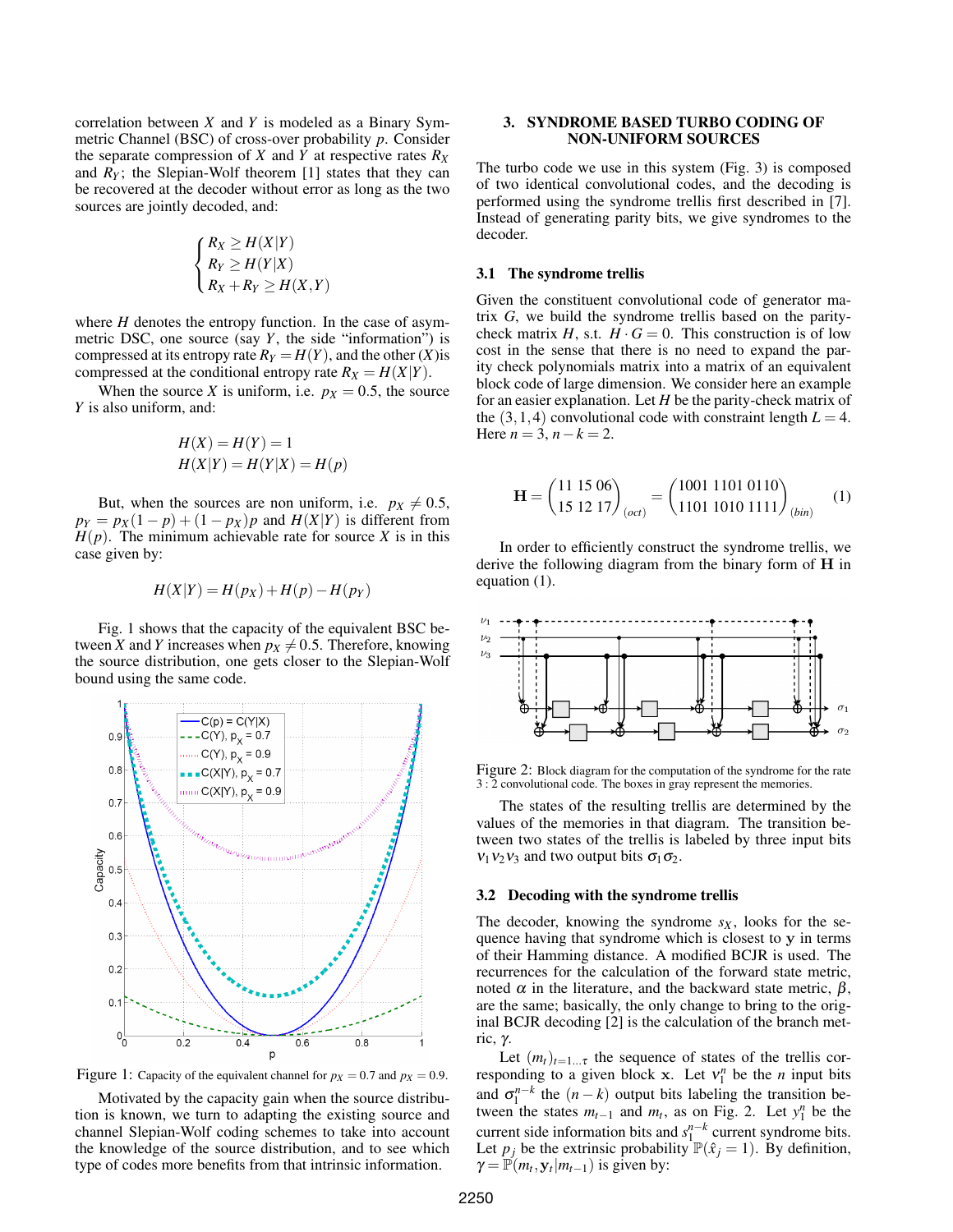correlation between $X$ and $Y$ is modeled as a Binary Symmetric Channel (BSC) of cross-over probability $p$. Consider the separate compression of $X$ and $Y$ at respective rates $R_X$ and $R_Y$; the Slepian-Wolf theorem [1] states that they can be recovered at the decoder without error as long as the two sources are jointly decoded, and:

$$\begin{cases} R_X \geq H(X|Y) \\ R_Y \geq H(Y|X) \\ R_X + R_Y \geq H(X,Y) \end{cases}$$

where $H$ denotes the entropy function. In the case of asymmetric DSC, one source (say $Y$, the side "information") is compressed at its entropy rate $R_Y = H(Y)$, and the other ($X$)is compressed at the conditional entropy rate $R_X = H(X|Y)$.

When the source $X$ is uniform, i.e. $p_X = 0.5$, the source $Y$ is also uniform, and:

$$H(X) = H(Y) = 1$$
$$H(X|Y) = H(Y|X) = H(p)$$

But, when the sources are non uniform, i.e. $p_X \neq 0.5$, $p_Y = p_X(1-p) + (1-p_X)p$ and $H(X|Y)$ is different from $H(p)$. The minimum achievable rate for source $X$ is in this case given by:

$$H(X|Y) = H(p_X) + H(p) - H(p_Y)$$

Fig. 1 shows that the capacity of the equivalent BSC between $X$ and $Y$ increases when $p_X \neq 0.5$. Therefore, knowing the source distribution, one gets closer to the Slepian-Wolf bound using the same code.

Figure 1: Capacity of the equivalent channel for $p_X = 0.7$ and $p_X = 0.9$.

Motivated by the capacity gain when the source distribution is known, we turn to adapting the existing source and channel Slepian-Wolf coding schemes to take into account the knowledge of the source distribution, and to see which type of codes more benefits from that intrinsic information.

## 3. SYNDROME BASED TURBO CODING OF NON-UNIFORM SOURCES

The turbo code we use in this system (Fig. 3) is composed of two identical convolutional codes, and the decoding is performed using the syndrome trellis first described in [7]. Instead of generating parity bits, we give syndromes to the decoder.

### 3.1 The syndrome trellis

Given the constituent convolutional code of generator matrix $G$, we build the syndrome trellis based on the parity-check matrix $H$, s.t. $H \cdot G = 0$. This construction is of low cost in the sense that there is no need to expand the parity check polynomials matrix into a matrix of an equivalent block code of large dimension. We consider here an example for an easier explanation. Let $H$ be the parity-check matrix of the $(3,1,4)$ convolutional code with constraint length $L = 4$. Here $n = 3$, $n-k = 2$.

$$\mathbf{H} = \begin{pmatrix} 11 & 15 & 06 \\ 15 & 12 & 17 \end{pmatrix}_{(oct)} = \begin{pmatrix} 1001 & 1101 & 0110 \\ 1101 & 1010 & 1111 \end{pmatrix}_{(bin)} \quad (1)$$

In order to efficiently construct the syndrome trellis, we derive the following diagram from the binary form of $\mathbf{H}$ in equation (1).

Figure 2: Block diagram for the computation of the syndrome for the rate 3 : 2 convolutional code. The boxes in gray represent the memories.

The states of the resulting trellis are determined by the values of the memories in that diagram. The transition between two states of the trellis is labeled by three input bits $v_1 v_2 v_3$ and two output bits $\sigma_1 \sigma_2$.

### 3.2 Decoding with the syndrome trellis

The decoder, knowing the syndrome $s_X$, looks for the sequence having that syndrome which is closest to $\mathbf{y}$ in terms of their Hamming distance. A modified BCJR is used. The recurrences for the calculation of the forward state metric, noted $\alpha$ in the literature, and the backward state metric, $\beta$, are the same; basically, the only change to bring to the original BCJR decoding [2] is the calculation of the branch metric, $\gamma$.

Let $(m_t)_{t=1\ldots\tau}$ the sequence of states of the trellis corresponding to a given block $\mathbf{x}$. Let $v_1^n$ be the $n$ input bits and $\sigma_1^{n-k}$ the $(n-k)$ output bits labeling the transition between the states $m_{t-1}$ and $m_t$, as on Fig. 2. Let $y_1^n$ be the current side information bits and $s_1^{n-k}$ current syndrome bits. Let $p_j$ be the extrinsic probability $\mathbb{P}(\hat{x}_j = 1)$. By definition, $\gamma = \mathbb{P}(m_t, \mathbf{y}_t | m_{t-1})$ is given by: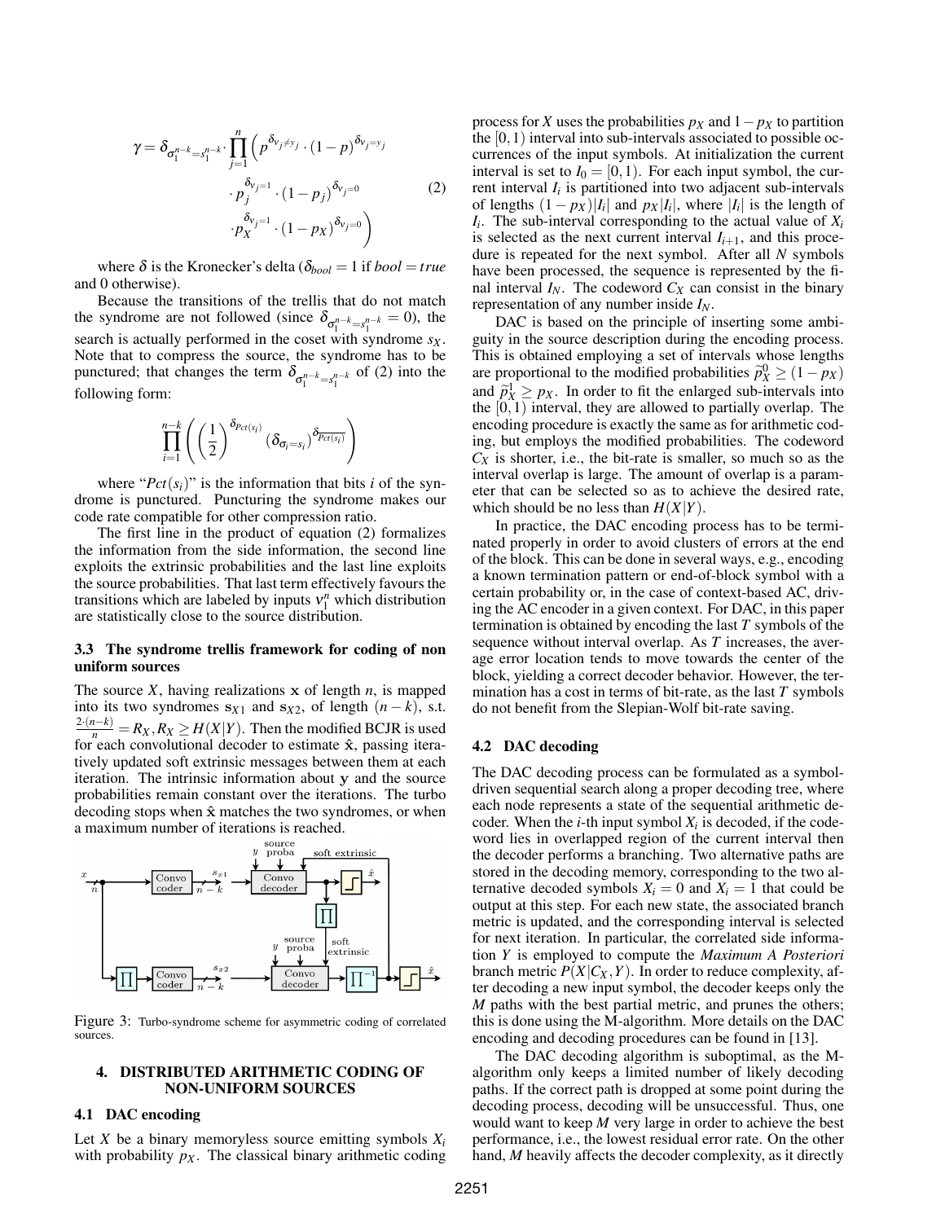$$\gamma = \delta_{\sigma_1^{n-k}=s_1^{n-k}} \cdot \prod_{j=1}^{n} \Big( p^{\delta_{v_j \neq y_j}} \cdot (1-p)^{\delta_{v_j=y_j}} \cdot p_j^{\delta_{v_j=1}} \cdot (1-p_j)^{\delta_{v_j=0}} \cdot p_X^{\delta_{v_j=1}} \cdot (1-p_X)^{\delta_{v_j=0}} \Big) \quad (2)$$

where $\delta$ is the Kronecker's delta ($\delta_{bool} = 1$ if $bool = true$ and 0 otherwise).

Because the transitions of the trellis that do not match the syndrome are not followed (since $\delta_{\sigma_1^{n-k}=s_1^{n-k}} = 0$), the search is actually performed in the coset with syndrome $s_X$. Note that to compress the source, the syndrome has to be punctured; that changes the term $\delta_{\sigma_1^{n-k}=s_1^{n-k}}$ of (2) into the following form:

$$\prod_{i=1}^{n-k} \left( \left(\frac{1}{2}\right)^{\delta_{Pct(s_i)}} \left(\delta_{\sigma_i=s_i}\right)^{\delta_{\overline{Pct(s_i)}}} \right)$$

where "$Pct(s_i)$" is the information that bits $i$ of the syndrome is punctured. Puncturing the syndrome makes our code rate compatible for other compression ratio.

The first line in the product of equation (2) formalizes the information from the side information, the second line exploits the extrinsic probabilities and the last line exploits the source probabilities. That last term effectively favours the transitions which are labeled by inputs $v_1^n$ which distribution are statistically close to the source distribution.

### 3.3 The syndrome trellis framework for coding of non uniform sources

The source $X$, having realizations $\mathbf{x}$ of length $n$, is mapped into its two syndromes $\mathbf{s}_{X1}$ and $\mathbf{s}_{X2}$, of length $(n-k)$, s.t. $\frac{2\cdot(n-k)}{n} = R_X, R_X \geq H(X|Y)$. Then the modified BCJR is used for each convolutional decoder to estimate $\hat{\mathbf{x}}$, passing iteratively updated soft extrinsic messages between them at each iteration. The intrinsic information about $\mathbf{y}$ and the source probabilities remain constant over the iterations. The turbo decoding stops when $\hat{\mathbf{x}}$ matches the two syndromes, or when a maximum number of iterations is reached.

Figure 3: Turbo-syndrome scheme for asymmetric coding of correlated sources.

## 4. DISTRIBUTED ARITHMETIC CODING OF NON-UNIFORM SOURCES

### 4.1 DAC encoding

Let $X$ be a binary memoryless source emitting symbols $X_i$ with probability $p_X$. The classical binary arithmetic coding process for $X$ uses the probabilities $p_X$ and $1-p_X$ to partition the $[0,1)$ interval into sub-intervals associated to possible occurrences of the input symbols. At initialization the current interval is set to $I_0 = [0,1)$. For each input symbol, the current interval $I_i$ is partitioned into two adjacent sub-intervals of lengths $(1-p_X)|I_i|$ and $p_X|I_i|$, where $|I_i|$ is the length of $I_i$. The sub-interval corresponding to the actual value of $X_i$ is selected as the next current interval $I_{i+1}$, and this procedure is repeated for the next symbol. After all $N$ symbols have been processed, the sequence is represented by the final interval $I_N$. The codeword $C_X$ can consist in the binary representation of any number inside $I_N$.

DAC is based on the principle of inserting some ambiguity in the source description during the encoding process. This is obtained employing a set of intervals whose lengths are proportional to the modified probabilities $\tilde{p}_X^0 \geq (1-p_X)$ and $\tilde{p}_X^1 \geq p_X$. In order to fit the enlarged sub-intervals into the $[0,1)$ interval, they are allowed to partially overlap. The encoding procedure is exactly the same as for arithmetic coding, but employs the modified probabilities. The codeword $C_X$ is shorter, i.e., the bit-rate is smaller, so much so as the interval overlap is large. The amount of overlap is a parameter that can be selected so as to achieve the desired rate, which should be no less than $H(X|Y)$.

In practice, the DAC encoding process has to be terminated properly in order to avoid clusters of errors at the end of the block. This can be done in several ways, e.g., encoding a known termination pattern or end-of-block symbol with a certain probability or, in the case of context-based AC, driving the AC encoder in a given context. For DAC, in this paper termination is obtained by encoding the last $T$ symbols of the sequence without interval overlap. As $T$ increases, the average error location tends to move towards the center of the block, yielding a correct decoder behavior. However, the termination has a cost in terms of bit-rate, as the last $T$ symbols do not benefit from the Slepian-Wolf bit-rate saving.

### 4.2 DAC decoding

The DAC decoding process can be formulated as a symbol-driven sequential search along a proper decoding tree, where each node represents a state of the sequential arithmetic decoder. When the $i$-th input symbol $X_i$ is decoded, if the codeword lies in overlapped region of the current interval then the decoder performs a branching. Two alternative paths are stored in the decoding memory, corresponding to the two alternative decoded symbols $X_i = 0$ and $X_i = 1$ that could be output at this step. For each new state, the associated branch metric is updated, and the corresponding interval is selected for next iteration. In particular, the correlated side information $Y$ is employed to compute the *Maximum A Posteriori* branch metric $P(X|C_X, Y)$. In order to reduce complexity, after decoding a new input symbol, the decoder keeps only the $M$ paths with the best partial metric, and prunes the others; this is done using the M-algorithm. More details on the DAC encoding and decoding procedures can be found in [13].

The DAC decoding algorithm is suboptimal, as the M-algorithm only keeps a limited number of likely decoding paths. If the correct path is dropped at some point during the decoding process, decoding will be unsuccessful. Thus, one would want to keep $M$ very large in order to achieve the best performance, i.e., the lowest residual error rate. On the other hand, $M$ heavily affects the decoder complexity, as it directly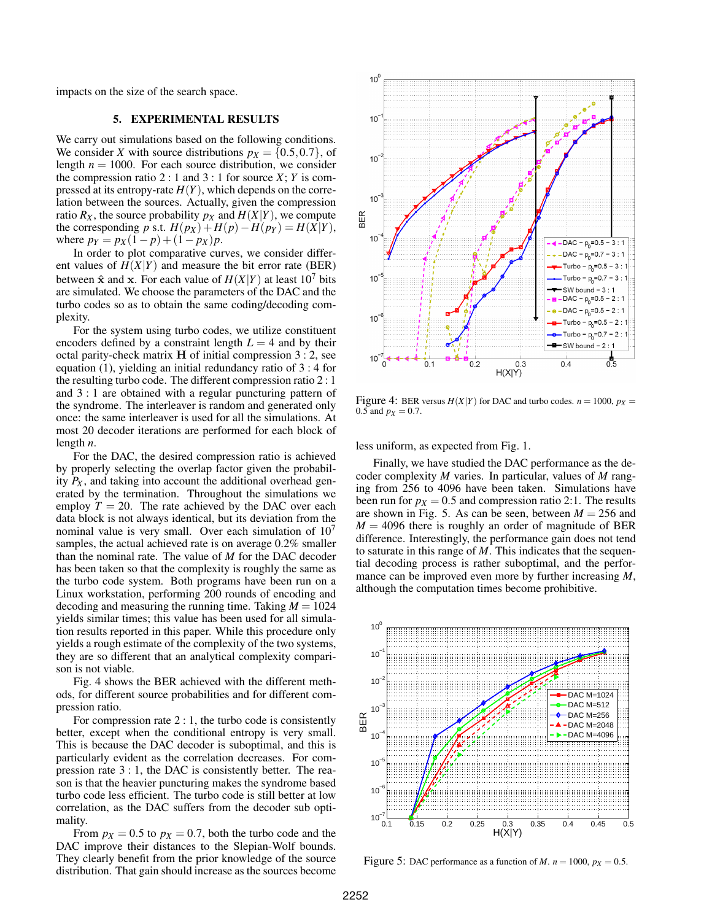impacts on the size of the search space.

## 5. EXPERIMENTAL RESULTS

We carry out simulations based on the following conditions. We consider $X$ with source distributions $p_X = \{0.5, 0.7\}$, of length $n = 1000$. For each source distribution, we consider the compression ratio $2:1$ and $3:1$ for source $X$; $Y$ is compressed at its entropy-rate $H(Y)$, which depends on the correlation between the sources. Actually, given the compression ratio $R_X$, the source probability $p_X$ and $H(X|Y)$, we compute the corresponding $p$ s.t. $H(p_X) + H(p) - H(p_Y) = H(X|Y)$, where $p_Y = p_X(1-p) + (1-p_X)p$.

In order to plot comparative curves, we consider different values of $H(X|Y)$ and measure the bit error rate (BER) between $\hat{\mathbf{x}}$ and $\mathbf{x}$. For each value of $H(X|Y)$ at least $10^7$ bits are simulated. We choose the parameters of the DAC and the turbo codes so as to obtain the same coding/decoding complexity.

For the system using turbo codes, we utilize constituent encoders defined by a constraint length $L = 4$ and by their octal parity-check matrix $\mathbf{H}$ of initial compression $3:2$, see equation (1), yielding an initial redundancy ratio of $3:4$ for the resulting turbo code. The different compression ratio $2:1$ and $3:1$ are obtained with a regular puncturing pattern of the syndrome. The interleaver is random and generated only once: the same interleaver is used for all the simulations. At most 20 decoder iterations are performed for each block of length $n$.

For the DAC, the desired compression ratio is achieved by properly selecting the overlap factor given the probability $P_X$, and taking into account the additional overhead generated by the termination. Throughout the simulations we employ $T = 20$. The rate achieved by the DAC over each data block is not always identical, but its deviation from the nominal value is very small. Over each simulation of $10^7$ samples, the actual achieved rate is on average 0.2% smaller than the nominal rate. The value of $M$ for the DAC decoder has been taken so that the complexity is roughly the same as the turbo code system. Both programs have been run on a Linux workstation, performing 200 rounds of encoding and decoding and measuring the running time. Taking $M = 1024$ yields similar times; this value has been used for all simulation results reported in this paper. While this procedure only yields a rough estimate of the complexity of the two systems, they are so different that an analytical complexity comparison is not viable.

Fig. 4 shows the BER achieved with the different methods, for different source probabilities and for different compression ratio.

For compression rate $2:1$, the turbo code is consistently better, except when the conditional entropy is very small. This is because the DAC decoder is suboptimal, and this is particularly evident as the correlation decreases. For compression rate $3:1$, the DAC is consistently better. The reason is that the heavier puncturing makes the syndrome based turbo code less efficient. The turbo code is still better at low correlation, as the DAC suffers from the decoder sub optimality.

From $p_X = 0.5$ to $p_X = 0.7$, both the turbo code and the DAC improve their distances to the Slepian-Wolf bounds. They clearly benefit from the prior knowledge of the source distribution. That gain should increase as the sources become less uniform, as expected from Fig. 1.

Figure 4: BER versus $H(X|Y)$ for DAC and turbo codes. $n = 1000$, $p_X = 0.5$ and $p_X = 0.7$.

Finally, we have studied the DAC performance as the decoder complexity $M$ varies. In particular, values of $M$ ranging from 256 to 4096 have been taken. Simulations have been run for $p_X = 0.5$ and compression ratio 2:1. The results are shown in Fig. 5. As can be seen, between $M = 256$ and $M = 4096$ there is roughly an order of magnitude of BER difference. Interestingly, the performance gain does not tend to saturate in this range of $M$. This indicates that the sequential decoding process is rather suboptimal, and the performance can be improved even more by further increasing $M$, although the computation times become prohibitive.

Figure 5: DAC performance as a function of $M$. $n = 1000$, $p_X = 0.5$.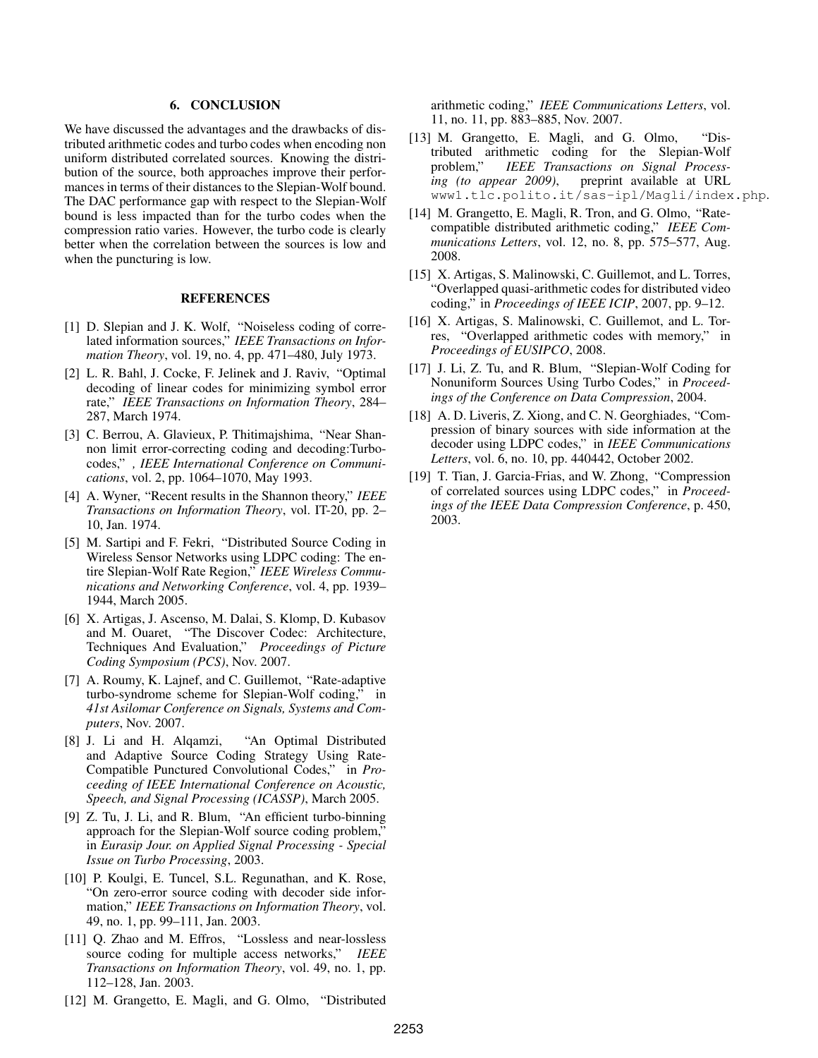## 6. CONCLUSION

We have discussed the advantages and the drawbacks of distributed arithmetic codes and turbo codes when encoding non uniform distributed correlated sources. Knowing the distribution of the source, both approaches improve their performances in terms of their distances to the Slepian-Wolf bound. The DAC performance gap with respect to the Slepian-Wolf bound is less impacted than for the turbo codes when the compression ratio varies. However, the turbo code is clearly better when the correlation between the sources is low and when the puncturing is low.

## REFERENCES

[1] D. Slepian and J. K. Wolf, "Noiseless coding of correlated information sources," *IEEE Transactions on Information Theory*, vol. 19, no. 4, pp. 471–480, July 1973.

[2] L. R. Bahl, J. Cocke, F. Jelinek and J. Raviv, "Optimal decoding of linear codes for minimizing symbol error rate," *IEEE Transactions on Information Theory*, 284–287, March 1974.

[3] C. Berrou, A. Glavieux, P. Thitimajshima, "Near Shannon limit error-correcting coding and decoding:Turbo-codes," *, IEEE International Conference on Communications*, vol. 2, pp. 1064–1070, May 1993.

[4] A. Wyner, "Recent results in the Shannon theory," *IEEE Transactions on Information Theory*, vol. IT-20, pp. 2–10, Jan. 1974.

[5] M. Sartipi and F. Fekri, "Distributed Source Coding in Wireless Sensor Networks using LDPC coding: The entire Slepian-Wolf Rate Region," *IEEE Wireless Communications and Networking Conference*, vol. 4, pp. 1939–1944, March 2005.

[6] X. Artigas, J. Ascenso, M. Dalai, S. Klomp, D. Kubasov and M. Ouaret, "The Discover Codec: Architecture, Techniques And Evaluation," *Proceedings of Picture Coding Symposium (PCS)*, Nov. 2007.

[7] A. Roumy, K. Lajnef, and C. Guillemot, "Rate-adaptive turbo-syndrome scheme for Slepian-Wolf coding," in *41st Asilomar Conference on Signals, Systems and Computers*, Nov. 2007.

[8] J. Li and H. Alqamzi, "An Optimal Distributed and Adaptive Source Coding Strategy Using Rate-Compatible Punctured Convolutional Codes," in *Proceeding of IEEE International Conference on Acoustic, Speech, and Signal Processing (ICASSP)*, March 2005.

[9] Z. Tu, J. Li, and R. Blum, "An efficient turbo-binning approach for the Slepian-Wolf source coding problem," in *Eurasip Jour. on Applied Signal Processing - Special Issue on Turbo Processing*, 2003.

[10] P. Koulgi, E. Tuncel, S.L. Regunathan, and K. Rose, "On zero-error source coding with decoder side information," *IEEE Transactions on Information Theory*, vol. 49, no. 1, pp. 99–111, Jan. 2003.

[11] Q. Zhao and M. Effros, "Lossless and near-lossless source coding for multiple access networks," *IEEE Transactions on Information Theory*, vol. 49, no. 1, pp. 112–128, Jan. 2003.

[12] M. Grangetto, E. Magli, and G. Olmo, "Distributed arithmetic coding," *IEEE Communications Letters*, vol. 11, no. 11, pp. 883–885, Nov. 2007.

[13] M. Grangetto, E. Magli, and G. Olmo, "Distributed arithmetic coding for the Slepian-Wolf problem," *IEEE Transactions on Signal Processing (to appear 2009)*, preprint available at URL www1.tlc.polito.it/sas-ipl/Magli/index.php.

[14] M. Grangetto, E. Magli, R. Tron, and G. Olmo, "Rate-compatible distributed arithmetic coding," *IEEE Communications Letters*, vol. 12, no. 8, pp. 575–577, Aug. 2008.

[15] X. Artigas, S. Malinowski, C. Guillemot, and L. Torres, "Overlapped quasi-arithmetic codes for distributed video coding," in *Proceedings of IEEE ICIP*, 2007, pp. 9–12.

[16] X. Artigas, S. Malinowski, C. Guillemot, and L. Torres, "Overlapped arithmetic codes with memory," in *Proceedings of EUSIPCO*, 2008.

[17] J. Li, Z. Tu, and R. Blum, "Slepian-Wolf Coding for Nonuniform Sources Using Turbo Codes," in *Proceedings of the Conference on Data Compression*, 2004.

[18] A. D. Liveris, Z. Xiong, and C. N. Georghiades, "Compression of binary sources with side information at the decoder using LDPC codes," in *IEEE Communications Letters*, vol. 6, no. 10, pp. 440442, October 2002.

[19] T. Tian, J. Garcia-Frias, and W. Zhong, "Compression of correlated sources using LDPC codes," in *Proceedings of the IEEE Data Compression Conference*, p. 450, 2003.